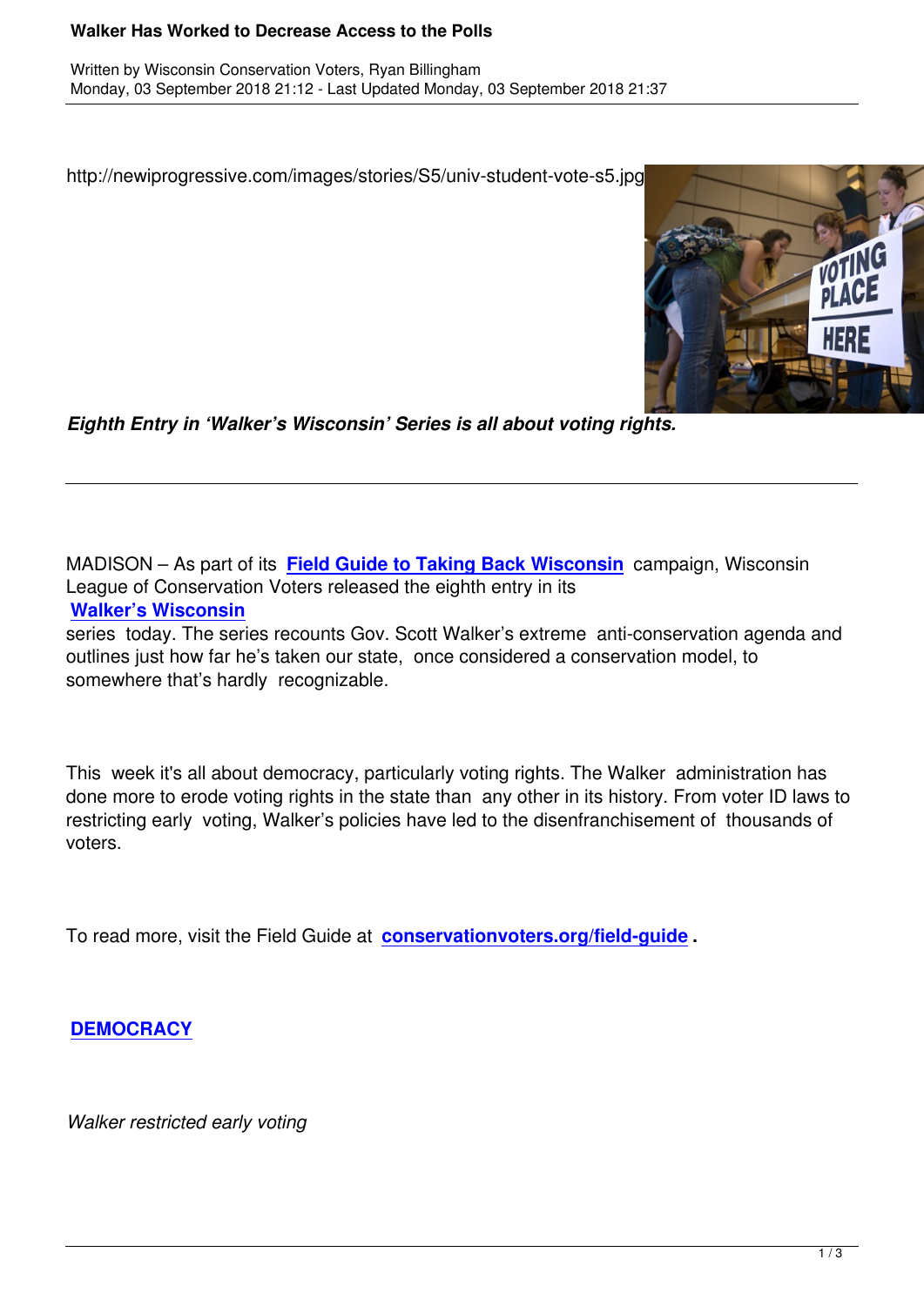http://newiprogressive.com/images/stories/S5/univ-student-vote-s5.jpg

***Eighth Entry in 'Walker's Wisconsin' Series is all about voting rights.***

---

MADISON – As part of its **Field Guide to Taking Back Wisconsin** campaign, Wisconsin League of Conservation Voters released the eighth entry in its **Walker's Wisconsin** series today. The series recounts Gov. Scott Walker's extreme anti-conservation agenda and outlines just how far he's taken our state, once considered a conservation model, to somewhere that's hardly recognizable.

This week it's all about democracy, particularly voting rights. The Walker administration has done more to erode voting rights in the state than any other in its history. From voter ID laws to restricting early voting, Walker's policies have led to the disenfranchisement of thousands of voters.

To read more, visit the Field Guide at **conservationvoters.org/field-guide**.

**DEMOCRACY**

*Walker restricted early voting*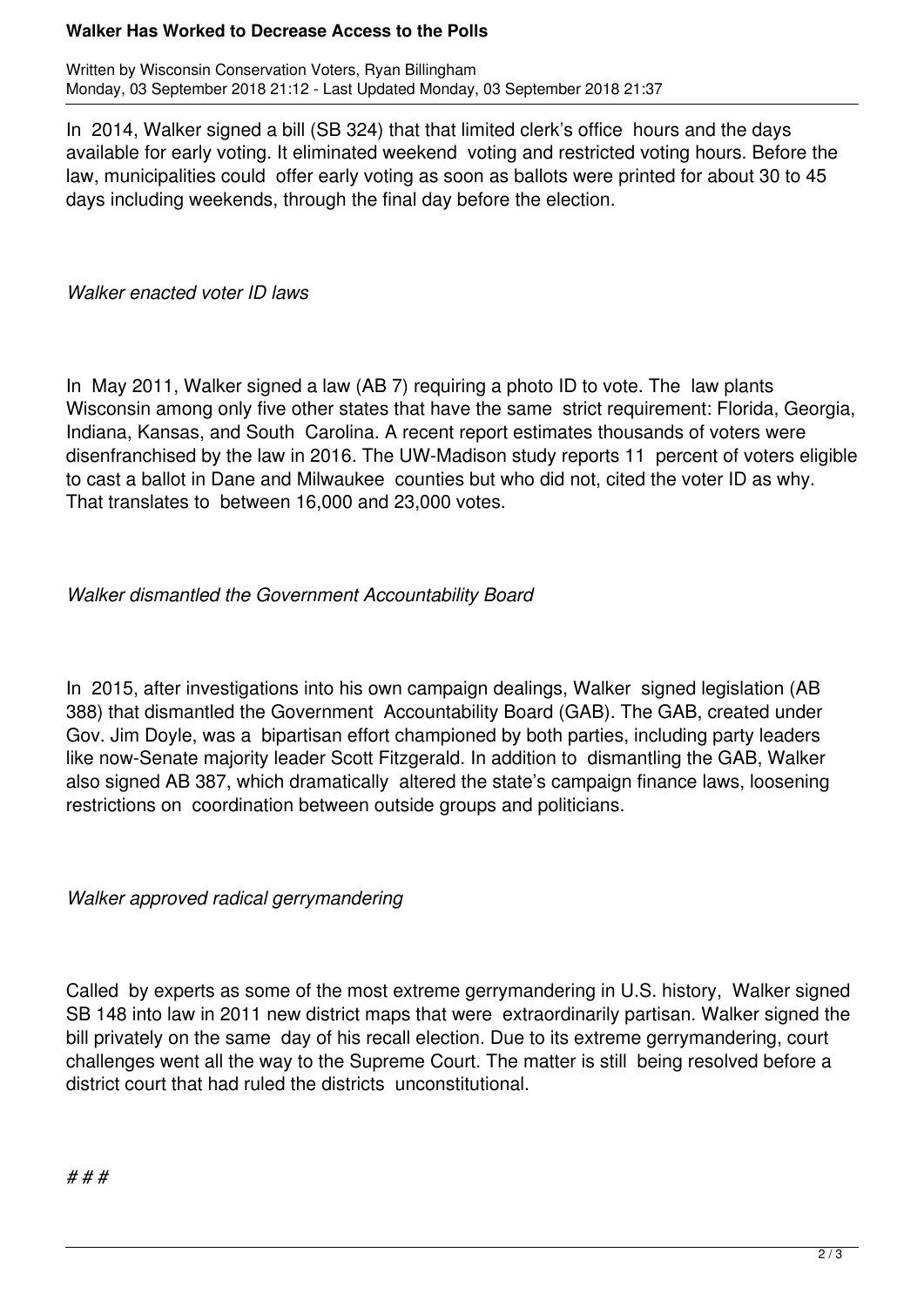In 2014, Walker signed a bill (SB 324) that that limited clerk's office hours and the days available for early voting. It eliminated weekend voting and restricted voting hours. Before the law, municipalities could offer early voting as soon as ballots were printed for about 30 to 45 days including weekends, through the final day before the election.

*Walker enacted voter ID laws*

In May 2011, Walker signed a law (AB 7) requiring a photo ID to vote. The law plants Wisconsin among only five other states that have the same strict requirement: Florida, Georgia, Indiana, Kansas, and South Carolina. A recent report estimates thousands of voters were disenfranchised by the law in 2016. The UW-Madison study reports 11 percent of voters eligible to cast a ballot in Dane and Milwaukee counties but who did not, cited the voter ID as why. That translates to between 16,000 and 23,000 votes.

*Walker dismantled the Government Accountability Board*

In 2015, after investigations into his own campaign dealings, Walker signed legislation (AB 388) that dismantled the Government Accountability Board (GAB). The GAB, created under Gov. Jim Doyle, was a bipartisan effort championed by both parties, including party leaders like now-Senate majority leader Scott Fitzgerald. In addition to dismantling the GAB, Walker also signed AB 387, which dramatically altered the state's campaign finance laws, loosening restrictions on coordination between outside groups and politicians.

*Walker approved radical gerrymandering*

Called by experts as some of the most extreme gerrymandering in U.S. history, Walker signed SB 148 into law in 2011 new district maps that were extraordinarily partisan. Walker signed the bill privately on the same day of his recall election. Due to its extreme gerrymandering, court challenges went all the way to the Supreme Court. The matter is still being resolved before a district court that had ruled the districts unconstitutional.

*# # #*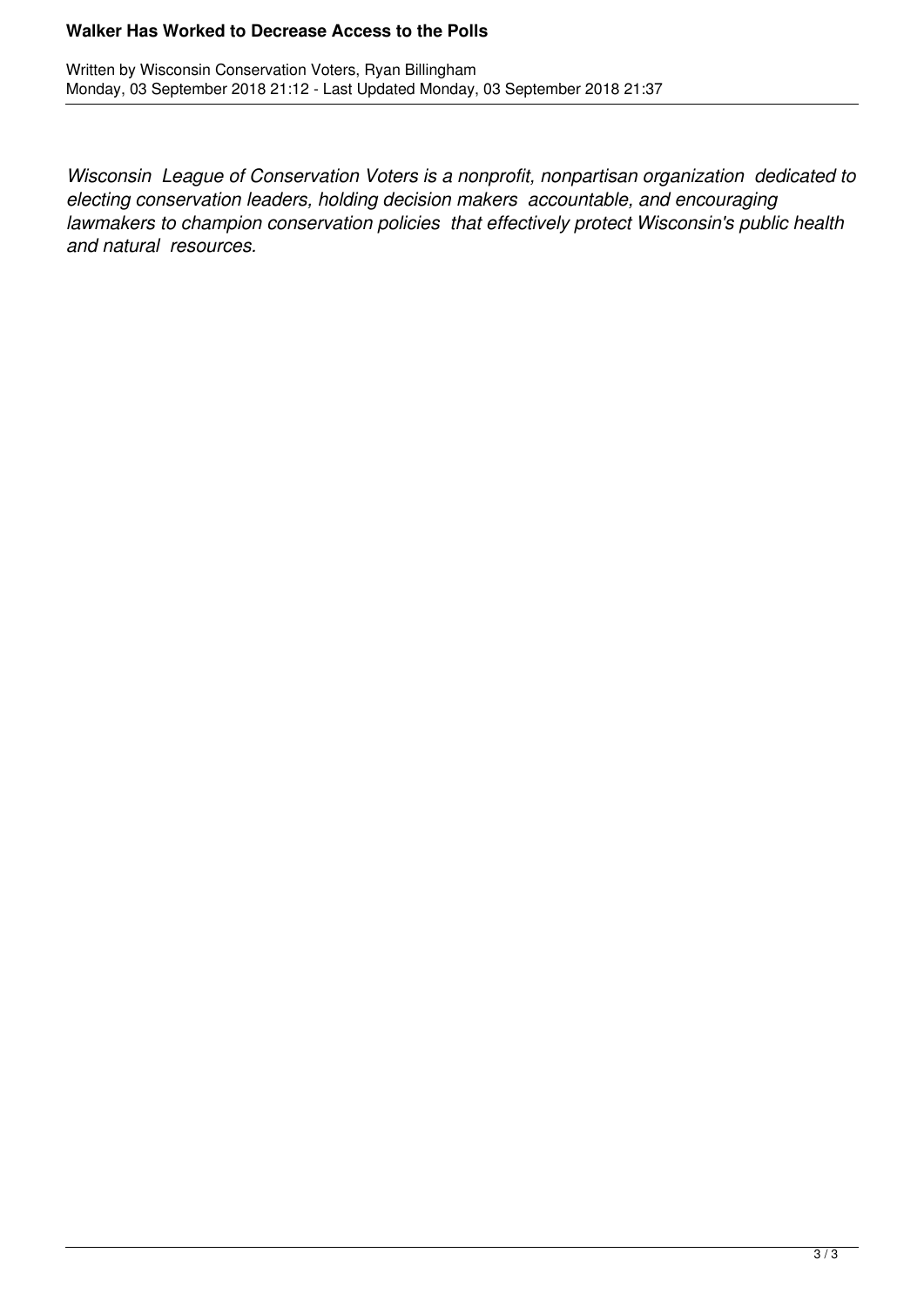*Wisconsin League of Conservation Voters is a nonprofit, nonpartisan organization dedicated to electing conservation leaders, holding decision makers accountable, and encouraging lawmakers to champion conservation policies that effectively protect Wisconsin's public health and natural resources.*